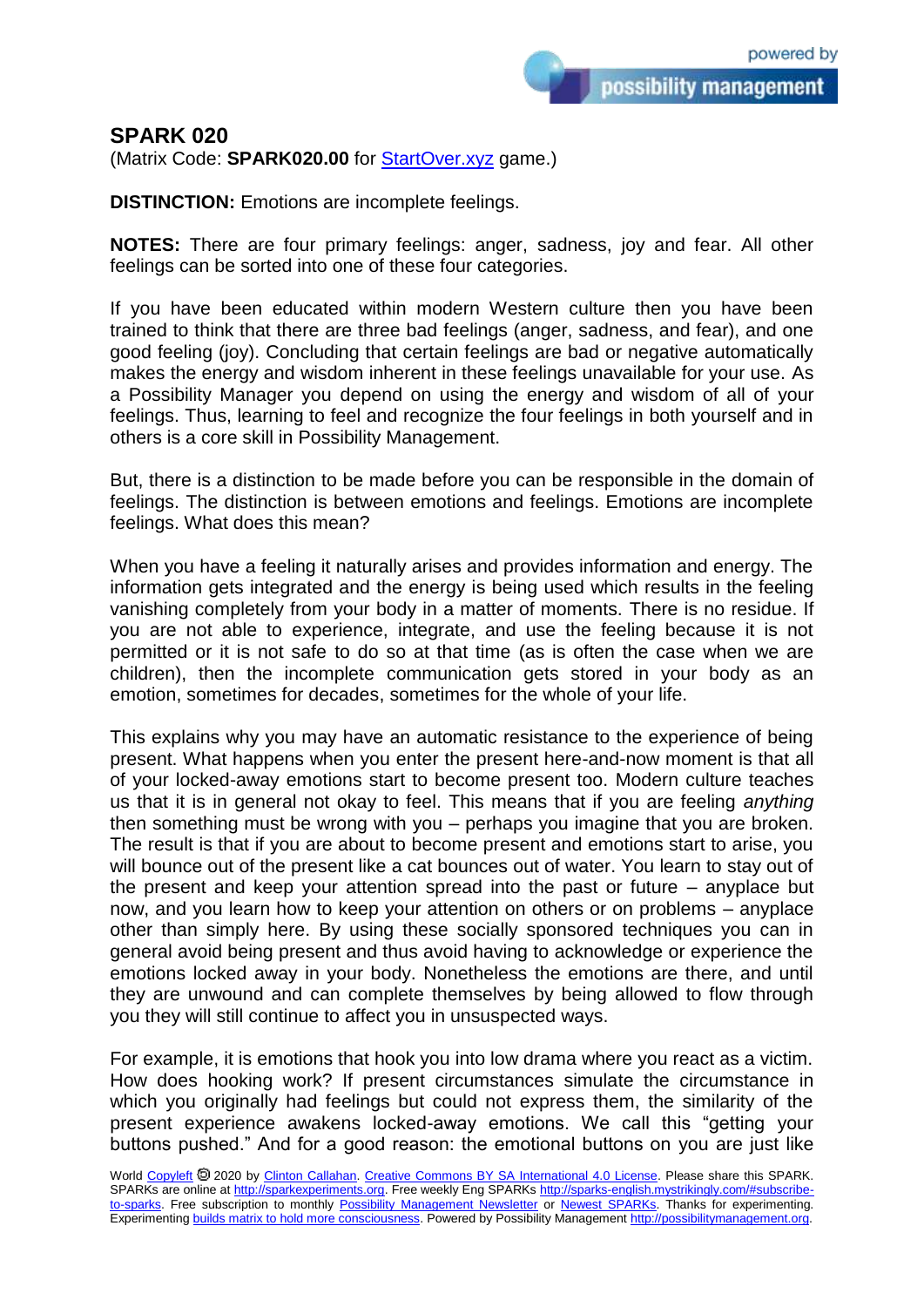## SPARK 020

(Matrix Code: **SPARK020.00** for [StartOver.xyz](StartOver.xyz) game.)

**DISTINCTION:** Emotions are incomplete feelings.

**NOTES:** There are four primary feelings: anger, sadness, joy and fear. All other feelings can be sorted into one of these four categories.

If you have been educated within modern Western culture then you have been trained to think that there are three bad feelings (anger, sadness, and fear), and one good feeling (joy). Concluding that certain feelings are bad or negative automatically makes the energy and wisdom inherent in these feelings unavailable for your use. As a Possibility Manager you depend on using the energy and wisdom of all of your feelings. Thus, learning to feel and recognize the four feelings in both yourself and in others is a core skill in Possibility Management.

But, there is a distinction to be made before you can be responsible in the domain of feelings. The distinction is between emotions and feelings. Emotions are incomplete feelings. What does this mean?

When you have a feeling it naturally arises and provides information and energy. The information gets integrated and the energy is being used which results in the feeling vanishing completely from your body in a matter of moments. There is no residue. If you are not able to experience, integrate, and use the feeling because it is not permitted or it is not safe to do so at that time (as is often the case when we are children), then the incomplete communication gets stored in your body as an emotion, sometimes for decades, sometimes for the whole of your life.

This explains why you may have an automatic resistance to the experience of being present. What happens when you enter the present here-and-now moment is that all of your locked-away emotions start to become present too. Modern culture teaches us that it is in general not okay to feel. This means that if you are feeling *anything* then something must be wrong with you – perhaps you imagine that you are broken. The result is that if you are about to become present and emotions start to arise, you will bounce out of the present like a cat bounces out of water. You learn to stay out of the present and keep your attention spread into the past or future – anyplace but now, and you learn how to keep your attention on others or on problems – anyplace other than simply here. By using these socially sponsored techniques you can in general avoid being present and thus avoid having to acknowledge or experience the emotions locked away in your body. Nonetheless the emotions are there, and until they are unwound and can complete themselves by being allowed to flow through you they will still continue to affect you in unsuspected ways.

For example, it is emotions that hook you into low drama where you react as a victim. How does hooking work? If present circumstances simulate the circumstance in which you originally had feelings but could not express them, the similarity of the present experience awakens locked-away emotions. We call this "getting your buttons pushed." And for a good reason: the emotional buttons on you are just like

World Copyleft 🄯 2020 by Clinton Callahan. Creative Commons BY SA International 4.0 License. Please share this SPARK. SPARKs are online at http://sparkexperiments.org. Free weekly Eng SPARKs http://sparks-english.mystrikingly.com/#subscribe-to-sparks. Free subscription to monthly Possibility Management Newsletter or Newest SPARKs. Thanks for experimenting. Experimenting builds matrix to hold more consciousness. Powered by Possibility Management http://possibilitymanagement.org.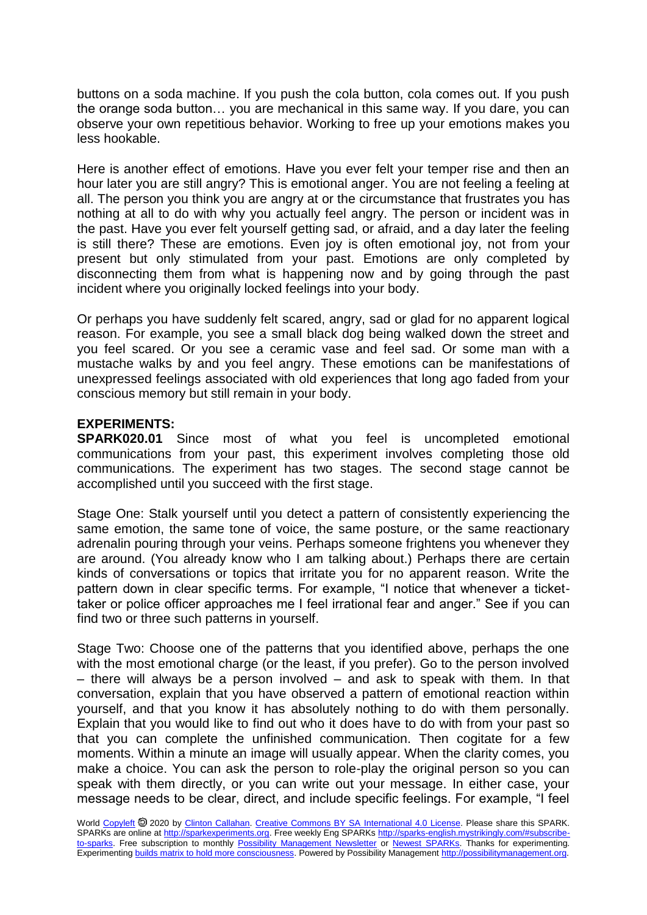buttons on a soda machine. If you push the cola button, cola comes out. If you push the orange soda button… you are mechanical in this same way. If you dare, you can observe your own repetitious behavior. Working to free up your emotions makes you less hookable.

Here is another effect of emotions. Have you ever felt your temper rise and then an hour later you are still angry? This is emotional anger. You are not feeling a feeling at all. The person you think you are angry at or the circumstance that frustrates you has nothing at all to do with why you actually feel angry. The person or incident was in the past. Have you ever felt yourself getting sad, or afraid, and a day later the feeling is still there? These are emotions. Even joy is often emotional joy, not from your present but only stimulated from your past. Emotions are only completed by disconnecting them from what is happening now and by going through the past incident where you originally locked feelings into your body.

Or perhaps you have suddenly felt scared, angry, sad or glad for no apparent logical reason. For example, you see a small black dog being walked down the street and you feel scared. Or you see a ceramic vase and feel sad. Or some man with a mustache walks by and you feel angry. These emotions can be manifestations of unexpressed feelings associated with old experiences that long ago faded from your conscious memory but still remain in your body.

**EXPERIMENTS:**

**SPARK020.01** Since most of what you feel is uncompleted emotional communications from your past, this experiment involves completing those old communications. The experiment has two stages. The second stage cannot be accomplished until you succeed with the first stage.

Stage One: Stalk yourself until you detect a pattern of consistently experiencing the same emotion, the same tone of voice, the same posture, or the same reactionary adrenalin pouring through your veins. Perhaps someone frightens you whenever they are around. (You already know who I am talking about.) Perhaps there are certain kinds of conversations or topics that irritate you for no apparent reason. Write the pattern down in clear specific terms. For example, "I notice that whenever a ticket-taker or police officer approaches me I feel irrational fear and anger." See if you can find two or three such patterns in yourself.

Stage Two: Choose one of the patterns that you identified above, perhaps the one with the most emotional charge (or the least, if you prefer). Go to the person involved – there will always be a person involved – and ask to speak with them. In that conversation, explain that you have observed a pattern of emotional reaction within yourself, and that you know it has absolutely nothing to do with them personally. Explain that you would like to find out who it does have to do with from your past so that you can complete the unfinished communication. Then cogitate for a few moments. Within a minute an image will usually appear. When the clarity comes, you make a choice. You can ask the person to role-play the original person so you can speak with them directly, or you can write out your message. In either case, your message needs to be clear, direct, and include specific feelings. For example, "I feel

World Copyleft 🄯 2020 by Clinton Callahan. Creative Commons BY SA International 4.0 License. Please share this SPARK. SPARKs are online at http://sparkexperiments.org. Free weekly Eng SPARKs http://sparks-english.mystrikingly.com/#subscribe-to-sparks. Free subscription to monthly Possibility Management Newsletter or Newest SPARKs. Thanks for experimenting. Experimenting builds matrix to hold more consciousness. Powered by Possibility Management http://possibilitymanagement.org.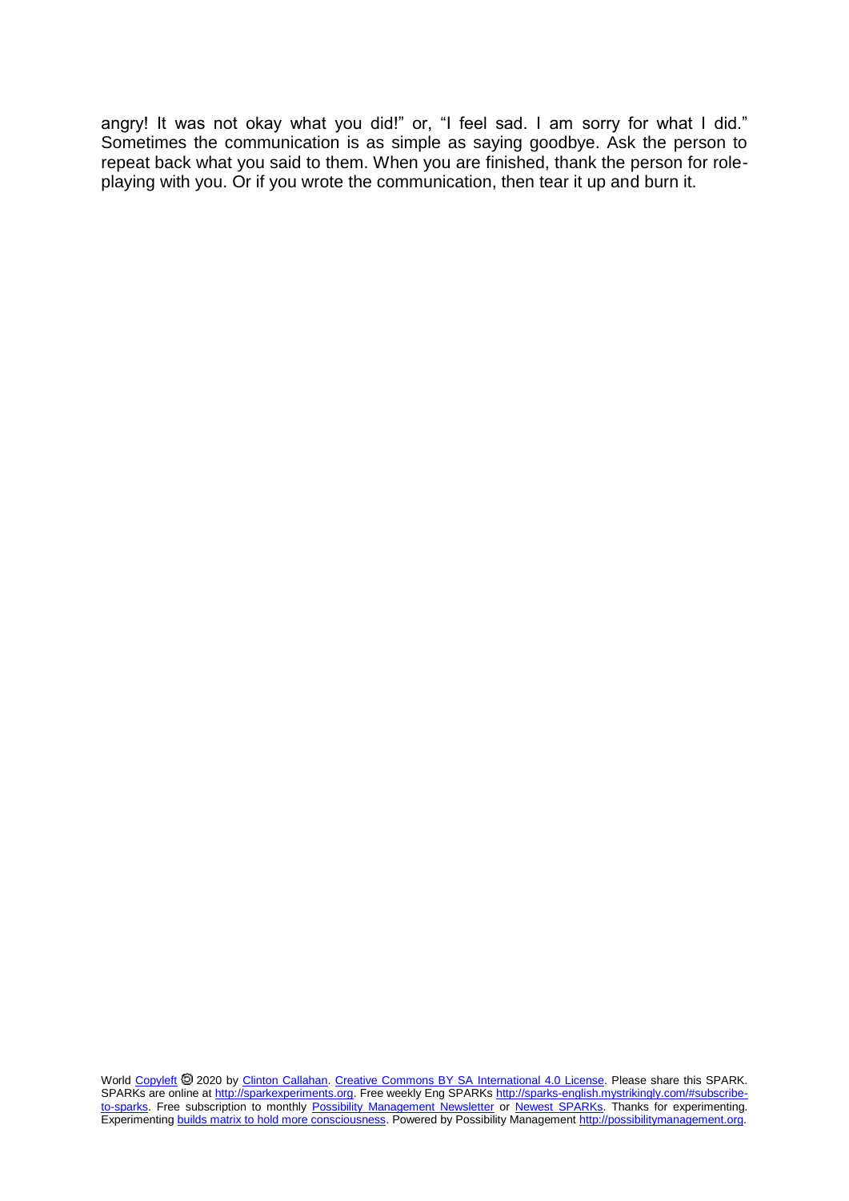angry! It was not okay what you did!" or, "I feel sad. I am sorry for what I did." Sometimes the communication is as simple as saying goodbye. Ask the person to repeat back what you said to them. When you are finished, thank the person for role-playing with you. Or if you wrote the communication, then tear it up and burn it.